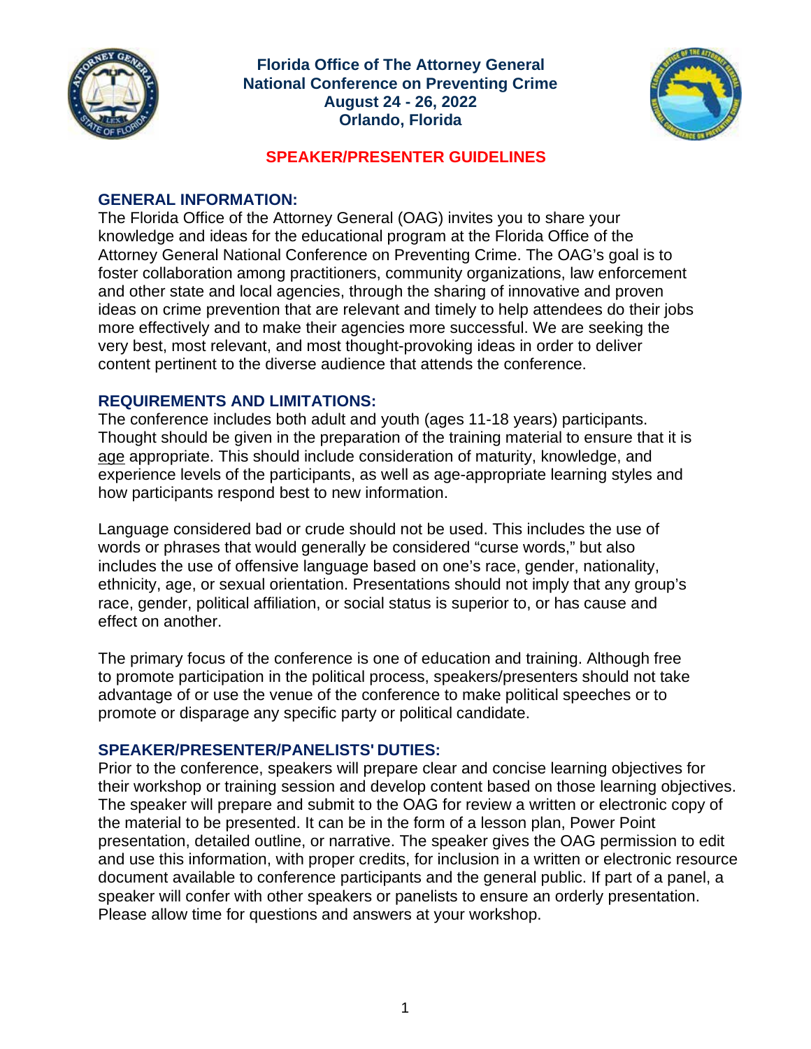# Florida Office of The Attorney General
# National Conference on Preventing Crime
# August 24 - 26, 2022
# Orlando, Florida

## SPEAKER/PRESENTER GUIDELINES

### GENERAL INFORMATION:

The Florida Office of the Attorney General (OAG) invites you to share your knowledge and ideas for the educational program at the Florida Office of the Attorney General National Conference on Preventing Crime. The OAG's goal is to foster collaboration among practitioners, community organizations, law enforcement and other state and local agencies, through the sharing of innovative and proven ideas on crime prevention that are relevant and timely to help attendees do their jobs more effectively and to make their agencies more successful. We are seeking the very best, most relevant, and most thought-provoking ideas in order to deliver content pertinent to the diverse audience that attends the conference.

### REQUIREMENTS AND LIMITATIONS:

The conference includes both adult and youth (ages 11-18 years) participants. Thought should be given in the preparation of the training material to ensure that it is age appropriate. This should include consideration of maturity, knowledge, and experience levels of the participants, as well as age-appropriate learning styles and how participants respond best to new information.

Language considered bad or crude should not be used. This includes the use of words or phrases that would generally be considered "curse words," but also includes the use of offensive language based on one's race, gender, nationality, ethnicity, age, or sexual orientation. Presentations should not imply that any group's race, gender, political affiliation, or social status is superior to, or has cause and effect on another.

The primary focus of the conference is one of education and training. Although free to promote participation in the political process, speakers/presenters should not take advantage of or use the venue of the conference to make political speeches or to promote or disparage any specific party or political candidate.

### SPEAKER/PRESENTER/PANELISTS' DUTIES:

Prior to the conference, speakers will prepare clear and concise learning objectives for their workshop or training session and develop content based on those learning objectives. The speaker will prepare and submit to the OAG for review a written or electronic copy of the material to be presented. It can be in the form of a lesson plan, Power Point presentation, detailed outline, or narrative. The speaker gives the OAG permission to edit and use this information, with proper credits, for inclusion in a written or electronic resource document available to conference participants and the general public. If part of a panel, a speaker will confer with other speakers or panelists to ensure an orderly presentation. Please allow time for questions and answers at your workshop.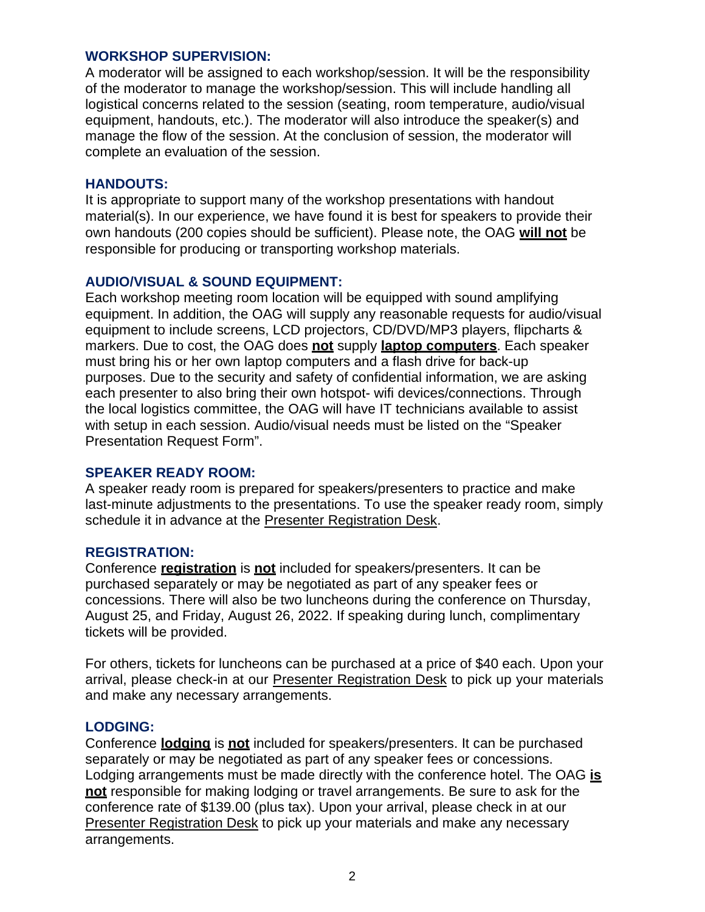## WORKSHOP SUPERVISION:

A moderator will be assigned to each workshop/session. It will be the responsibility of the moderator to manage the workshop/session. This will include handling all logistical concerns related to the session (seating, room temperature, audio/visual equipment, handouts, etc.). The moderator will also introduce the speaker(s) and manage the flow of the session. At the conclusion of session, the moderator will complete an evaluation of the session.

## HANDOUTS:

It is appropriate to support many of the workshop presentations with handout material(s). In our experience, we have found it is best for speakers to provide their own handouts (200 copies should be sufficient). Please note, the OAG **will not** be responsible for producing or transporting workshop materials.

## AUDIO/VISUAL & SOUND EQUIPMENT:

Each workshop meeting room location will be equipped with sound amplifying equipment. In addition, the OAG will supply any reasonable requests for audio/visual equipment to include screens, LCD projectors, CD/DVD/MP3 players, flipcharts & markers. Due to cost, the OAG does **not** supply **laptop computers**. Each speaker must bring his or her own laptop computers and a flash drive for back-up purposes. Due to the security and safety of confidential information, we are asking each presenter to also bring their own hotspot- wifi devices/connections. Through the local logistics committee, the OAG will have IT technicians available to assist with setup in each session. Audio/visual needs must be listed on the "Speaker Presentation Request Form".

## SPEAKER READY ROOM:

A speaker ready room is prepared for speakers/presenters to practice and make last-minute adjustments to the presentations. To use the speaker ready room, simply schedule it in advance at the Presenter Registration Desk.

## REGISTRATION:

Conference **registration** is **not** included for speakers/presenters. It can be purchased separately or may be negotiated as part of any speaker fees or concessions. There will also be two luncheons during the conference on Thursday, August 25, and Friday, August 26, 2022. If speaking during lunch, complimentary tickets will be provided.

For others, tickets for luncheons can be purchased at a price of $40 each. Upon your arrival, please check-in at our Presenter Registration Desk to pick up your materials and make any necessary arrangements.

## LODGING:

Conference **lodging** is **not** included for speakers/presenters. It can be purchased separately or may be negotiated as part of any speaker fees or concessions. Lodging arrangements must be made directly with the conference hotel. The OAG **is not** responsible for making lodging or travel arrangements. Be sure to ask for the conference rate of $139.00 (plus tax). Upon your arrival, please check in at our Presenter Registration Desk to pick up your materials and make any necessary arrangements.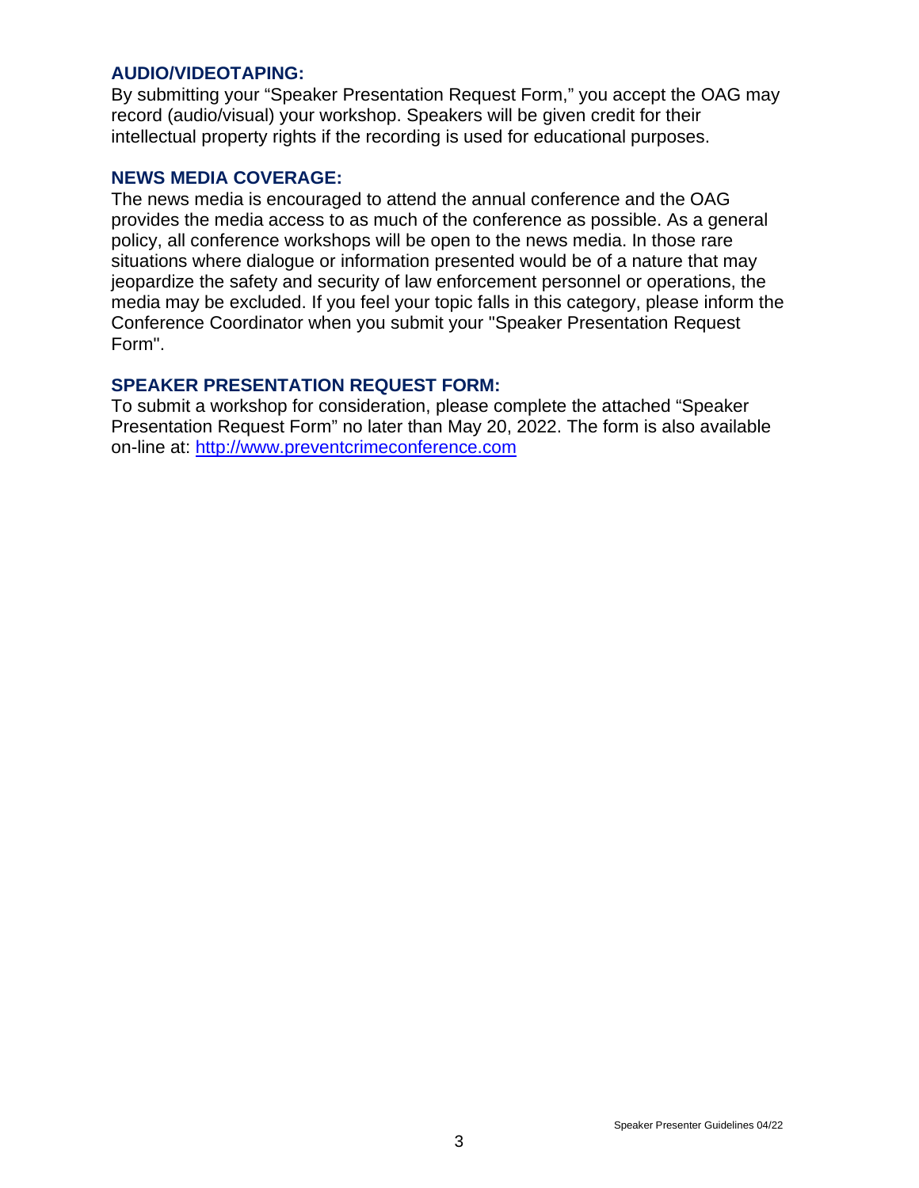### AUDIO/VIDEOTAPING:

By submitting your "Speaker Presentation Request Form," you accept the OAG may record (audio/visual) your workshop. Speakers will be given credit for their intellectual property rights if the recording is used for educational purposes.

### NEWS MEDIA COVERAGE:

The news media is encouraged to attend the annual conference and the OAG provides the media access to as much of the conference as possible. As a general policy, all conference workshops will be open to the news media. In those rare situations where dialogue or information presented would be of a nature that may jeopardize the safety and security of law enforcement personnel or operations, the media may be excluded. If you feel your topic falls in this category, please inform the Conference Coordinator when you submit your "Speaker Presentation Request Form".

### SPEAKER PRESENTATION REQUEST FORM:

To submit a workshop for consideration, please complete the attached "Speaker Presentation Request Form" no later than May 20, 2022. The form is also available on-line at: [http://www.preventcrimeconference.com](http://www.preventcrimeconference.com)